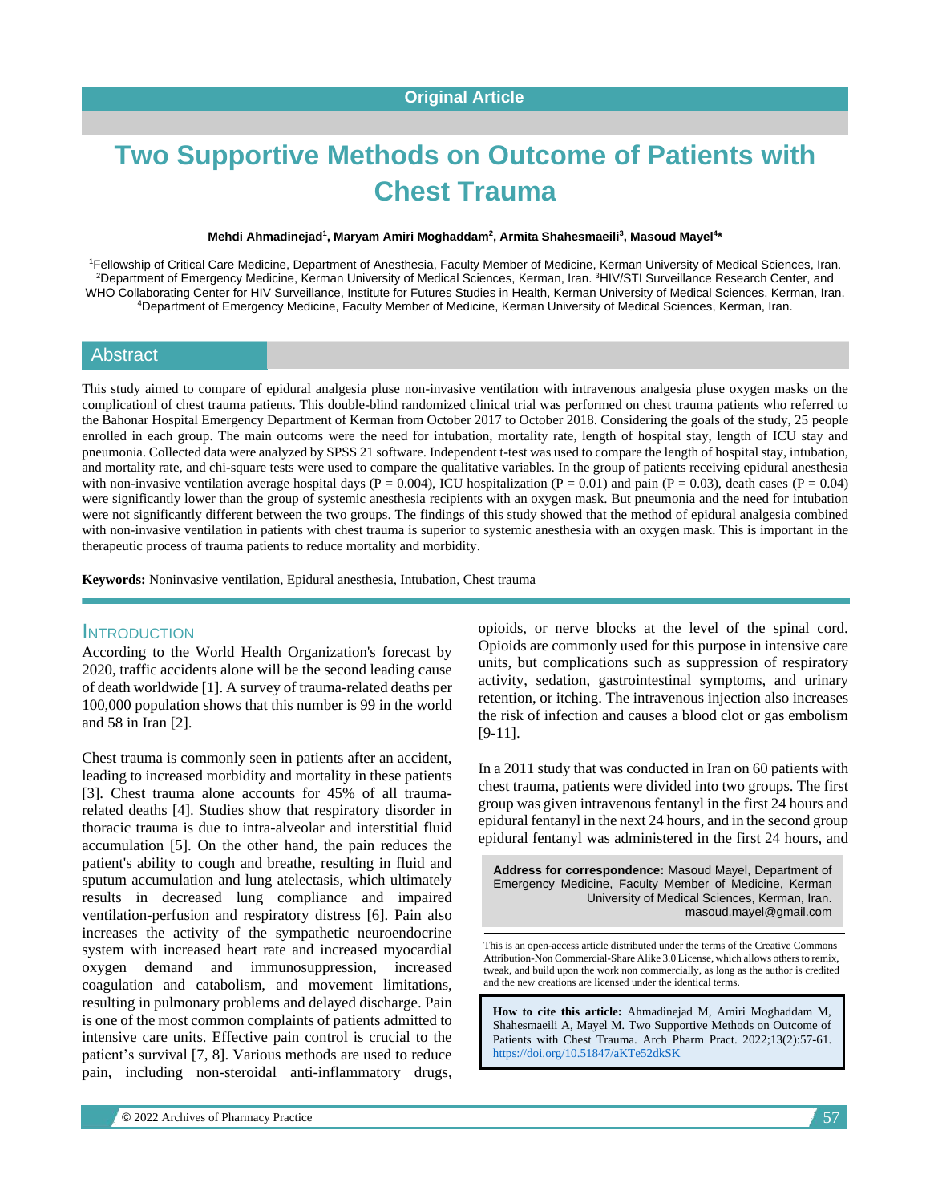Original Article

# Two Supportive Methods on Outcome of Patients with Chest Trauma

**Mehdi Ahmadinejad[1], Maryam Amiri Moghaddam[2], Armita Shahesmaeili[3], Masoud Mayel[4]***

[1]Fellowship of Critical Care Medicine, Department of Anesthesia, Faculty Member of Medicine, Kerman University of Medical Sciences, Iran. [2]Department of Emergency Medicine, Kerman University of Medical Sciences, Kerman, Iran. [3]HIV/STI Surveillance Research Center, and WHO Collaborating Center for HIV Surveillance, Institute for Futures Studies in Health, Kerman University of Medical Sciences, Kerman, Iran. [4]Department of Emergency Medicine, Faculty Member of Medicine, Kerman University of Medical Sciences, Kerman, Iran.

## Abstract

This study aimed to compare of epidural analgesia pluse non-invasive ventilation with intravenous analgesia pluse oxygen masks on the complicationl of chest trauma patients. This double-blind randomized clinical trial was performed on chest trauma patients who referred to the Bahonar Hospital Emergency Department of Kerman from October 2017 to October 2018. Considering the goals of the study, 25 people enrolled in each group. The main outcoms were the need for intubation, mortality rate, length of hospital stay, length of ICU stay and pneumonia. Collected data were analyzed by SPSS 21 software. Independent t-test was used to compare the length of hospital stay, intubation, and mortality rate, and chi-square tests were used to compare the qualitative variables. In the group of patients receiving epidural anesthesia with non-invasive ventilation average hospital days ($P = 0.004$), ICU hospitalization ($P = 0.01$) and pain ($P = 0.03$), death cases ($P = 0.04$) were significantly lower than the group of systemic anesthesia recipients with an oxygen mask. But pneumonia and the need for intubation were not significantly different between the two groups. The findings of this study showed that the method of epidural analgesia combined with non-invasive ventilation in patients with chest trauma is superior to systemic anesthesia with an oxygen mask. This is important in the therapeutic process of trauma patients to reduce mortality and morbidity.

**Keywords:** Noninvasive ventilation, Epidural anesthesia, Intubation, Chest trauma

## Introduction

According to the World Health Organization's forecast by 2020, traffic accidents alone will be the second leading cause of death worldwide [1]. A survey of trauma-related deaths per 100,000 population shows that this number is 99 in the world and 58 in Iran [2].

Chest trauma is commonly seen in patients after an accident, leading to increased morbidity and mortality in these patients [3]. Chest trauma alone accounts for 45% of all trauma-related deaths [4]. Studies show that respiratory disorder in thoracic trauma is due to intra-alveolar and interstitial fluid accumulation [5]. On the other hand, the pain reduces the patient's ability to cough and breathe, resulting in fluid and sputum accumulation and lung atelectasis, which ultimately results in decreased lung compliance and impaired ventilation-perfusion and respiratory distress [6]. Pain also increases the activity of the sympathetic neuroendocrine system with increased heart rate and increased myocardial oxygen demand and immunosuppression, increased coagulation and catabolism, and movement limitations, resulting in pulmonary problems and delayed discharge. Pain is one of the most common complaints of patients admitted to intensive care units. Effective pain control is crucial to the patient's survival [7, 8]. Various methods are used to reduce pain, including non-steroidal anti-inflammatory drugs, opioids, or nerve blocks at the level of the spinal cord. Opioids are commonly used for this purpose in intensive care units, but complications such as suppression of respiratory activity, sedation, gastrointestinal symptoms, and urinary retention, or itching. The intravenous injection also increases the risk of infection and causes a blood clot or gas embolism [9-11].

In a 2011 study that was conducted in Iran on 60 patients with chest trauma, patients were divided into two groups. The first group was given intravenous fentanyl in the first 24 hours and epidural fentanyl in the next 24 hours, and in the second group epidural fentanyl was administered in the first 24 hours, and

**Address for correspondence:** Masoud Mayel, Department of Emergency Medicine, Faculty Member of Medicine, Kerman University of Medical Sciences, Kerman, Iran. masoud.mayel@gmail.com

This is an open-access article distributed under the terms of the Creative Commons Attribution-Non Commercial-Share Alike 3.0 License, which allows others to remix, tweak, and build upon the work non commercially, as long as the author is credited and the new creations are licensed under the identical terms.

**How to cite this article:** Ahmadinejad M, Amiri Moghaddam M, Shahesmaeili A, Mayel M. Two Supportive Methods on Outcome of Patients with Chest Trauma. Arch Pharm Pract. 2022;13(2):57-61. https://doi.org/10.51847/aKTe52dkSK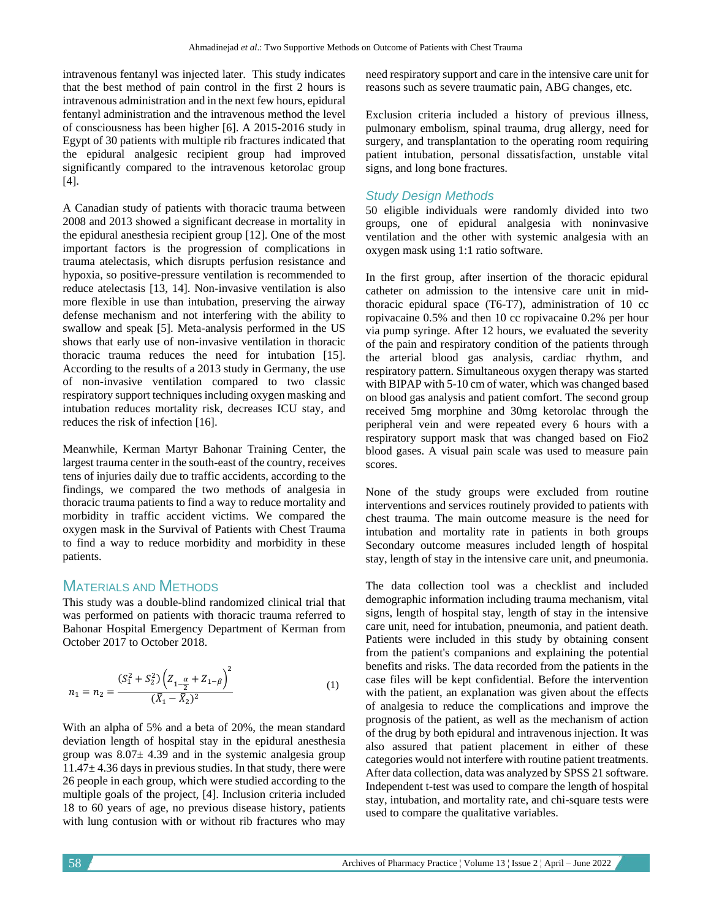intravenous fentanyl was injected later. This study indicates that the best method of pain control in the first 2 hours is intravenous administration and in the next few hours, epidural fentanyl administration and the intravenous method the level of consciousness has been higher [6]. A 2015-2016 study in Egypt of 30 patients with multiple rib fractures indicated that the epidural analgesic recipient group had improved significantly compared to the intravenous ketorolac group [4].

A Canadian study of patients with thoracic trauma between 2008 and 2013 showed a significant decrease in mortality in the epidural anesthesia recipient group [12]. One of the most important factors is the progression of complications in trauma atelectasis, which disrupts perfusion resistance and hypoxia, so positive-pressure ventilation is recommended to reduce atelectasis [13, 14]. Non-invasive ventilation is also more flexible in use than intubation, preserving the airway defense mechanism and not interfering with the ability to swallow and speak [5]. Meta-analysis performed in the US shows that early use of non-invasive ventilation in thoracic thoracic trauma reduces the need for intubation [15]. According to the results of a 2013 study in Germany, the use of non-invasive ventilation compared to two classic respiratory support techniques including oxygen masking and intubation reduces mortality risk, decreases ICU stay, and reduces the risk of infection [16].

Meanwhile, Kerman Martyr Bahonar Training Center, the largest trauma center in the south-east of the country, receives tens of injuries daily due to traffic accidents, according to the findings, we compared the two methods of analgesia in thoracic trauma patients to find a way to reduce mortality and morbidity in traffic accident victims. We compared the oxygen mask in the Survival of Patients with Chest Trauma to find a way to reduce morbidity and morbidity in these patients.

## Materials and Methods

This study was a double-blind randomized clinical trial that was performed on patients with thoracic trauma referred to Bahonar Hospital Emergency Department of Kerman from October 2017 to October 2018.

$$n_1 = n_2 = \frac{(S_1^2 + S_2^2)\left(Z_{1-\frac{\alpha}{2}} + Z_{1-\beta}\right)^2}{(\bar{X}_1 - \bar{X}_2)^2} \tag{1}$$

With an alpha of 5% and a beta of 20%, the mean standard deviation length of hospital stay in the epidural anesthesia group was 8.07± 4.39 and in the systemic analgesia group 11.47± 4.36 days in previous studies. In that study, there were 26 people in each group, which were studied according to the multiple goals of the project, [4]. Inclusion criteria included 18 to 60 years of age, no previous disease history, patients with lung contusion with or without rib fractures who may need respiratory support and care in the intensive care unit for reasons such as severe traumatic pain, ABG changes, etc.

Exclusion criteria included a history of previous illness, pulmonary embolism, spinal trauma, drug allergy, need for surgery, and transplantation to the operating room requiring patient intubation, personal dissatisfaction, unstable vital signs, and long bone fractures.

### Study Design Methods

50 eligible individuals were randomly divided into two groups, one of epidural analgesia with noninvasive ventilation and the other with systemic analgesia with an oxygen mask using 1:1 ratio software.

In the first group, after insertion of the thoracic epidural catheter on admission to the intensive care unit in mid-thoracic epidural space (T6-T7), administration of 10 cc ropivacaine 0.5% and then 10 cc ropivacaine 0.2% per hour via pump syringe. After 12 hours, we evaluated the severity of the pain and respiratory condition of the patients through the arterial blood gas analysis, cardiac rhythm, and respiratory pattern. Simultaneous oxygen therapy was started with BIPAP with 5-10 cm of water, which was changed based on blood gas analysis and patient comfort. The second group received 5mg morphine and 30mg ketorolac through the peripheral vein and were repeated every 6 hours with a respiratory support mask that was changed based on Fio2 blood gases. A visual pain scale was used to measure pain scores.

None of the study groups were excluded from routine interventions and services routinely provided to patients with chest trauma. The main outcome measure is the need for intubation and mortality rate in patients in both groups Secondary outcome measures included length of hospital stay, length of stay in the intensive care unit, and pneumonia.

The data collection tool was a checklist and included demographic information including trauma mechanism, vital signs, length of hospital stay, length of stay in the intensive care unit, need for intubation, pneumonia, and patient death. Patients were included in this study by obtaining consent from the patient's companions and explaining the potential benefits and risks. The data recorded from the patients in the case files will be kept confidential. Before the intervention with the patient, an explanation was given about the effects of analgesia to reduce the complications and improve the prognosis of the patient, as well as the mechanism of action of the drug by both epidural and intravenous injection. It was also assured that patient placement in either of these categories would not interfere with routine patient treatments. After data collection, data was analyzed by SPSS 21 software. Independent t-test was used to compare the length of hospital stay, intubation, and mortality rate, and chi-square tests were used to compare the qualitative variables.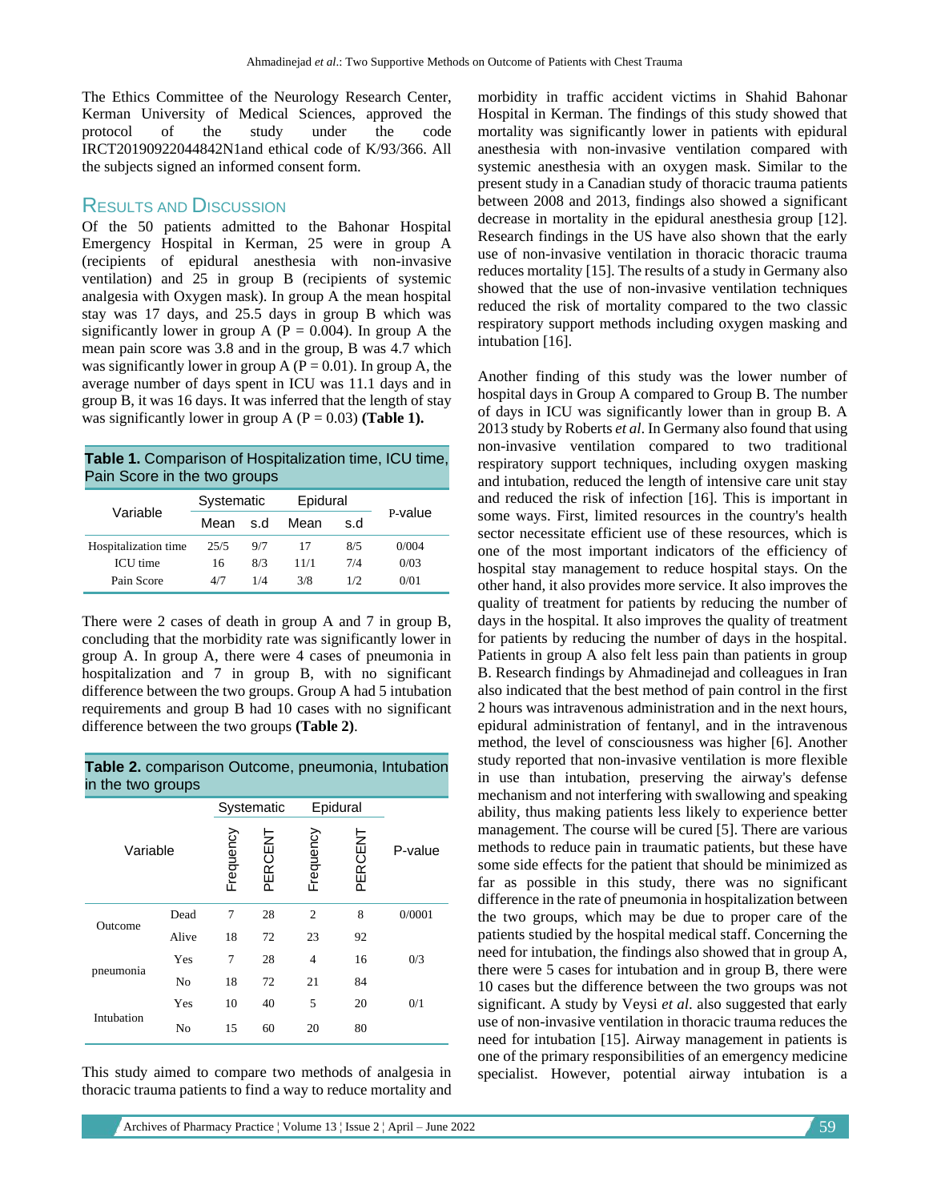The Ethics Committee of the Neurology Research Center, Kerman University of Medical Sciences, approved the protocol of the study under the code IRCT20190922044842N1and ethical code of K/93/366. All the subjects signed an informed consent form.

## Results and Discussion

Of the 50 patients admitted to the Bahonar Hospital Emergency Hospital in Kerman, 25 were in group A (recipients of epidural anesthesia with non-invasive ventilation) and 25 in group B (recipients of systemic analgesia with Oxygen mask). In group A the mean hospital stay was 17 days, and 25.5 days in group B which was significantly lower in group A (P = 0.004). In group A the mean pain score was 3.8 and in the group, B was 4.7 which was significantly lower in group A (P = 0.01). In group A, the average number of days spent in ICU was 11.1 days and in group B, it was 16 days. It was inferred that the length of stay was significantly lower in group A (P = 0.03) **(Table 1).**

**Table 1.** Comparison of Hospitalization time, ICU time, Pain Score in the two groups

| Variable | Systematic | | Epidural | | P-value |
|---|---|---|---|---|---|
| | Mean | s.d | Mean | s.d | |
| Hospitalization time | 25/5 | 9/7 | 17 | 8/5 | 0/004 |
| ICU time | 16 | 8/3 | 11/1 | 7/4 | 0/03 |
| Pain Score | 4/7 | 1/4 | 3/8 | 1/2 | 0/01 |

There were 2 cases of death in group A and 7 in group B, concluding that the morbidity rate was significantly lower in group A. In group A, there were 4 cases of pneumonia in hospitalization and 7 in group B, with no significant difference between the two groups. Group A had 5 intubation requirements and group B had 10 cases with no significant difference between the two groups **(Table 2)**.

**Table 2.** comparison Outcome, pneumonia, Intubation in the two groups

| Variable | | Systematic | | Epidural | | P-value |
|---|---|---|---|---|---|---|
| | | Frequency | PERCENT | Frequency | PERCENT | |
| Outcome | Dead | 7 | 28 | 2 | 8 | 0/0001 |
| | Alive | 18 | 72 | 23 | 92 | |
| pneumonia | Yes | 7 | 28 | 4 | 16 | 0/3 |
| | No | 18 | 72 | 21 | 84 | |
| Intubation | Yes | 10 | 40 | 5 | 20 | 0/1 |
| | No | 15 | 60 | 20 | 80 | |

This study aimed to compare two methods of analgesia in thoracic trauma patients to find a way to reduce mortality and morbidity in traffic accident victims in Shahid Bahonar Hospital in Kerman. The findings of this study showed that mortality was significantly lower in patients with epidural anesthesia with non-invasive ventilation compared with systemic anesthesia with an oxygen mask. Similar to the present study in a Canadian study of thoracic trauma patients between 2008 and 2013, findings also showed a significant decrease in mortality in the epidural anesthesia group [12]. Research findings in the US have also shown that the early use of non-invasive ventilation in thoracic thoracic trauma reduces mortality [15]. The results of a study in Germany also showed that the use of non-invasive ventilation techniques reduced the risk of mortality compared to the two classic respiratory support methods including oxygen masking and intubation [16].

Another finding of this study was the lower number of hospital days in Group A compared to Group B. The number of days in ICU was significantly lower than in group B. A 2013 study by Roberts *et al*. In Germany also found that using non-invasive ventilation compared to two traditional respiratory support techniques, including oxygen masking and intubation, reduced the length of intensive care unit stay and reduced the risk of infection [16]. This is important in some ways. First, limited resources in the country's health sector necessitate efficient use of these resources, which is one of the most important indicators of the efficiency of hospital stay management to reduce hospital stays. On the other hand, it also provides more service. It also improves the quality of treatment for patients by reducing the number of days in the hospital. It also improves the quality of treatment for patients by reducing the number of days in the hospital. Patients in group A also felt less pain than patients in group B. Research findings by Ahmadinejad and colleagues in Iran also indicated that the best method of pain control in the first 2 hours was intravenous administration and in the next hours, epidural administration of fentanyl, and in the intravenous method, the level of consciousness was higher [6]. Another study reported that non-invasive ventilation is more flexible in use than intubation, preserving the airway's defense mechanism and not interfering with swallowing and speaking ability, thus making patients less likely to experience better management. The course will be cured [5]. There are various methods to reduce pain in traumatic patients, but these have some side effects for the patient that should be minimized as far as possible in this study, there was no significant difference in the rate of pneumonia in hospitalization between the two groups, which may be due to proper care of the patients studied by the hospital medical staff. Concerning the need for intubation, the findings also showed that in group A, there were 5 cases for intubation and in group B, there were 10 cases but the difference between the two groups was not significant. A study by Veysi *et al*. also suggested that early use of non-invasive ventilation in thoracic trauma reduces the need for intubation [15]. Airway management in patients is one of the primary responsibilities of an emergency medicine specialist. However, potential airway intubation is a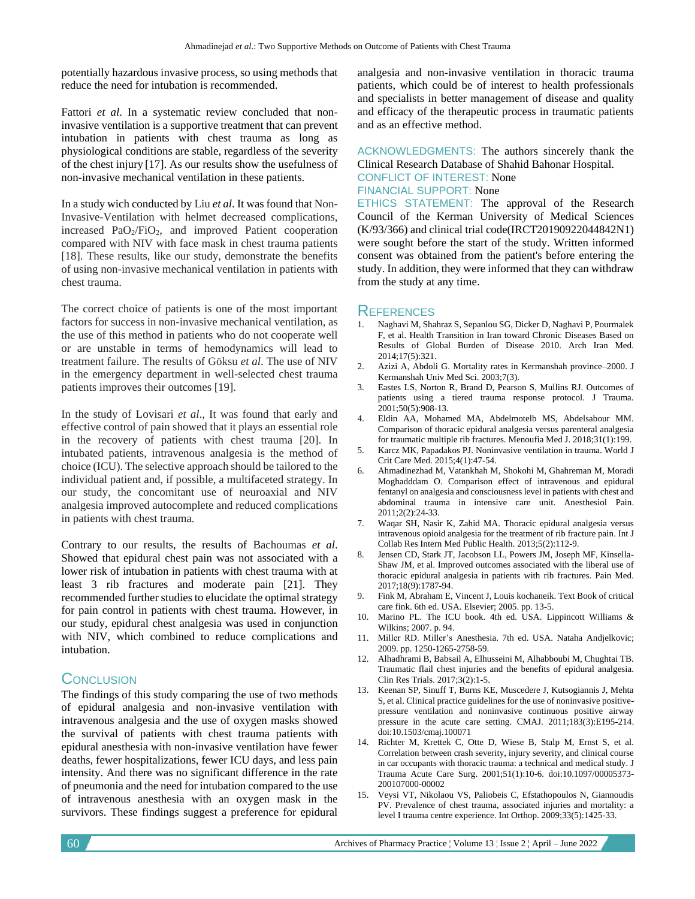potentially hazardous invasive process, so using methods that reduce the need for intubation is recommended.

Fattori *et al*. In a systematic review concluded that non-invasive ventilation is a supportive treatment that can prevent intubation in patients with chest trauma as long as physiological conditions are stable, regardless of the severity of the chest injury [17]. As our results show the usefulness of non-invasive mechanical ventilation in these patients.

In a study wich conducted by Liu *et al*. It was found that Non-Invasive-Ventilation with helmet decreased complications, increased $PaO_2/FiO_2$, and improved Patient cooperation compared with NIV with face mask in chest trauma patients [18]. These results, like our study, demonstrate the benefits of using non-invasive mechanical ventilation in patients with chest trauma.

The correct choice of patients is one of the most important factors for success in non-invasive mechanical ventilation, as the use of this method in patients who do not cooperate well or are unstable in terms of hemodynamics will lead to treatment failure. The results of Göksu *et al*. The use of NIV in the emergency department in well-selected chest trauma patients improves their outcomes [19].

In the study of Lovisari *et al*., It was found that early and effective control of pain showed that it plays an essential role in the recovery of patients with chest trauma [20]. In intubated patients, intravenous analgesia is the method of choice (ICU). The selective approach should be tailored to the individual patient and, if possible, a multifaceted strategy. In our study, the concomitant use of neuroaxial and NIV analgesia improved autocomplete and reduced complications in patients with chest trauma.

Contrary to our results, the results of Bachoumas *et al*. Showed that epidural chest pain was not associated with a lower risk of intubation in patients with chest trauma with at least 3 rib fractures and moderate pain [21]. They recommended further studies to elucidate the optimal strategy for pain control in patients with chest trauma. However, in our study, epidural chest analgesia was used in conjunction with NIV, which combined to reduce complications and intubation.

## Conclusion

The findings of this study comparing the use of two methods of epidural analgesia and non-invasive ventilation with intravenous analgesia and the use of oxygen masks showed the survival of patients with chest trauma patients with epidural anesthesia with non-invasive ventilation have fewer deaths, fewer hospitalizations, fewer ICU days, and less pain intensity. And there was no significant difference in the rate of pneumonia and the need for intubation compared to the use of intravenous anesthesia with an oxygen mask in the survivors. These findings suggest a preference for epidural analgesia and non-invasive ventilation in thoracic trauma patients, which could be of interest to health professionals and specialists in better management of disease and quality and efficacy of the therapeutic process in traumatic patients and as an effective method.

ACKNOWLEDGMENTS: The authors sincerely thank the Clinical Research Database of Shahid Bahonar Hospital.

CONFLICT OF INTEREST: None

FINANCIAL SUPPORT: None

ETHICS STATEMENT: The approval of the Research Council of the Kerman University of Medical Sciences (K/93/366) and clinical trial code(IRCT20190922044842N1) were sought before the start of the study. Written informed consent was obtained from the patient's before entering the study. In addition, they were informed that they can withdraw from the study at any time.

## References

1. Naghavi M, Shahraz S, Sepanlou SG, Dicker D, Naghavi P, Pourmalek F, et al. Health Transition in Iran toward Chronic Diseases Based on Results of Global Burden of Disease 2010. Arch Iran Med. 2014;17(5):321.
2. Azizi A, Abdoli G. Mortality rates in Kermanshah province–2000. J Kermanshah Univ Med Sci. 2003;7(3).
3. Eastes LS, Norton R, Brand D, Pearson S, Mullins RJ. Outcomes of patients using a tiered trauma response protocol. J Trauma. 2001;50(5):908-13.
4. Eldin AA, Mohamed MA, Abdelmotelb MS, Abdelsabour MM. Comparison of thoracic epidural analgesia versus parenteral analgesia for traumatic multiple rib fractures. Menoufia Med J. 2018;31(1):199.
5. Karcz MK, Papadakos PJ. Noninvasive ventilation in trauma. World J Crit Care Med. 2015;4(1):47-54.
6. Ahmadinezhad M, Vatankhah M, Shokohi M, Ghahreman M, Moradi Moghadddam O. Comparison effect of intravenous and epidural fentanyl on analgesia and consciousness level in patients with chest and abdominal trauma in intensive care unit. Anesthesiol Pain. 2011;2(2):24-33.
7. Waqar SH, Nasir K, Zahid MA. Thoracic epidural analgesia versus intravenous opioid analgesia for the treatment of rib fracture pain. Int J Collab Res Intern Med Public Health. 2013;5(2):112-9.
8. Jensen CD, Stark JT, Jacobson LL, Powers JM, Joseph MF, Kinsella-Shaw JM, et al. Improved outcomes associated with the liberal use of thoracic epidural analgesia in patients with rib fractures. Pain Med. 2017;18(9):1787-94.
9. Fink M, Abraham E, Vincent J, Louis kochaneik. Text Book of critical care fink. 6th ed. USA. Elsevier; 2005. pp. 13-5.
10. Marino PL. The ICU book. 4th ed. USA. Lippincott Williams & Wilkins; 2007. p. 94.
11. Miller RD. Miller's Anesthesia. 7th ed. USA. Nataha Andjelkovic; 2009. pp. 1250-1265-2758-59.
12. Alhadhrami B, Babsail A, Elhusseini M, Alhabboubi M, Chughtai TB. Traumatic flail chest injuries and the benefits of epidural analgesia. Clin Res Trials. 2017;3(2):1-5.
13. Keenan SP, Sinuff T, Burns KE, Muscedere J, Kutsogiannis J, Mehta S, et al. Clinical practice guidelines for the use of noninvasive positive-pressure ventilation and noninvasive continuous positive airway pressure in the acute care setting. CMAJ. 2011;183(3):E195-214. doi:10.1503/cmaj.100071
14. Richter M, Krettek C, Otte D, Wiese B, Stalp M, Ernst S, et al. Correlation between crash severity, injury severity, and clinical course in car occupants with thoracic trauma: a technical and medical study. J Trauma Acute Care Surg. 2001;51(1):10-6. doi:10.1097/00005373-200107000-00002
15. Veysi VT, Nikolaou VS, Paliobeis C, Efstathopoulos N, Giannoudis PV. Prevalence of chest trauma, associated injuries and mortality: a level I trauma centre experience. Int Orthop. 2009;33(5):1425-33.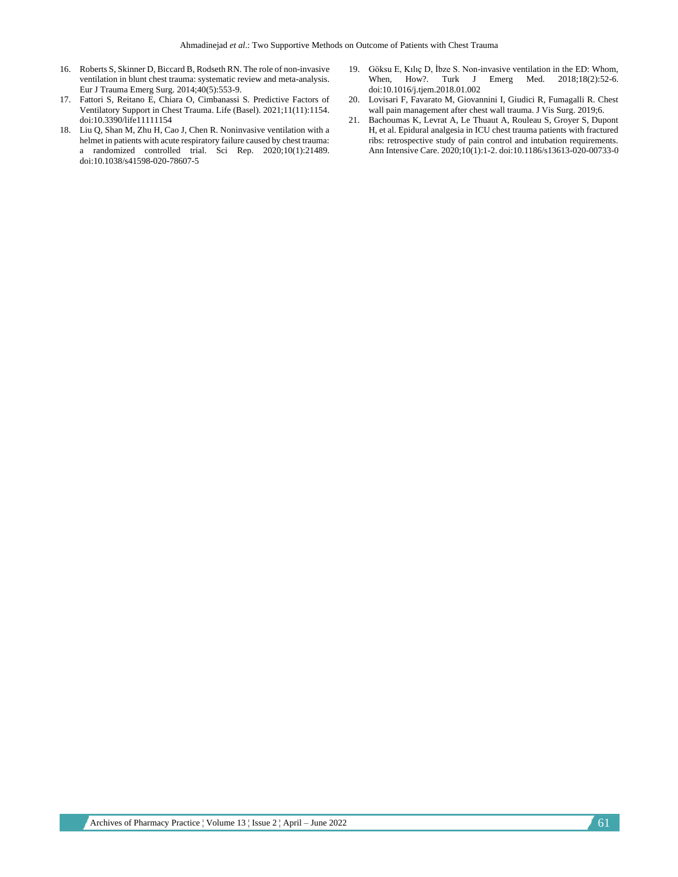16. Roberts S, Skinner D, Biccard B, Rodseth RN. The role of non-invasive ventilation in blunt chest trauma: systematic review and meta-analysis. Eur J Trauma Emerg Surg. 2014;40(5):553-9.
17. Fattori S, Reitano E, Chiara O, Cimbanassi S. Predictive Factors of Ventilatory Support in Chest Trauma. Life (Basel). 2021;11(11):1154. doi:10.3390/life11111154
18. Liu Q, Shan M, Zhu H, Cao J, Chen R. Noninvasive ventilation with a helmet in patients with acute respiratory failure caused by chest trauma: a randomized controlled trial. Sci Rep. 2020;10(1):21489. doi:10.1038/s41598-020-78607-5
19. Göksu E, Kılıç D, İbze S. Non-invasive ventilation in the ED: Whom, When, How?. Turk J Emerg Med. 2018;18(2):52-6. doi:10.1016/j.tjem.2018.01.002
20. Lovisari F, Favarato M, Giovannini I, Giudici R, Fumagalli R. Chest wall pain management after chest wall trauma. J Vis Surg. 2019;6.
21. Bachoumas K, Levrat A, Le Thuaut A, Rouleau S, Groyer S, Dupont H, et al. Epidural analgesia in ICU chest trauma patients with fractured ribs: retrospective study of pain control and intubation requirements. Ann Intensive Care. 2020;10(1):1-2. doi:10.1186/s13613-020-00733-0